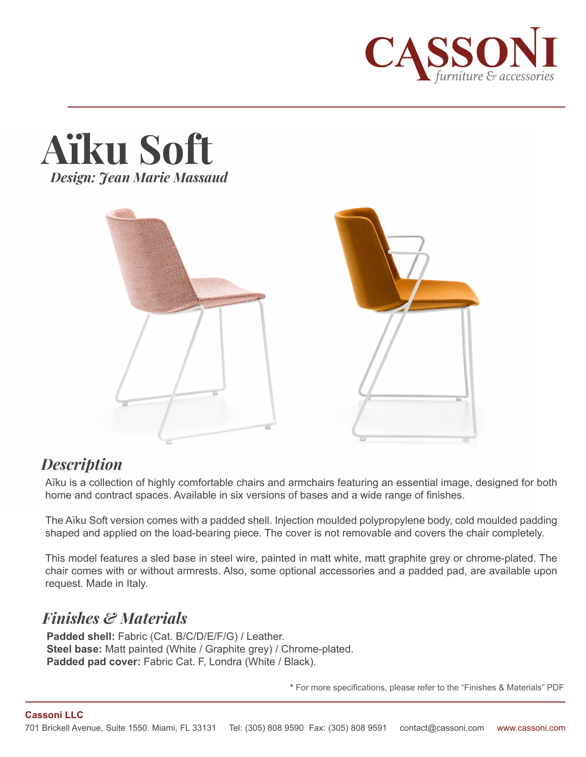CASSONI
*furniture & accessories*

# Aïku Soft

***Design: Jean Marie Massaud***

## *Description*

Aïku is a collection of highly comfortable chairs and armchairs featuring an essential image, designed for both home and contract spaces. Available in six versions of bases and a wide range of finishes.

The Aïku Soft version comes with a padded shell. Injection moulded polypropylene body, cold moulded padding shaped and applied on the load-bearing piece. The cover is not removable and covers the chair completely.

This model features a sled base in steel wire, painted in matt white, matt graphite grey or chrome-plated. The chair comes with or without armrests. Also, some optional accessories and a padded pad, are available upon request. Made in Italy.

## *Finishes & Materials*

**Padded shell:** Fabric (Cat. B/C/D/E/F/G) / Leather.
**Steel base:** Matt painted (White / Graphite grey) / Chrome-plated.
**Padded pad cover:** Fabric Cat. F, Londra (White / Black).

**\*** For more specifications, please refer to the "Finishes & Materials" PDF

**Cassoni LLC**
701 Brickell Avenue, Suite 1550. Miami, FL 33131 Tel: (305) 808 9590 Fax: (305) 808 9591 contact@cassoni.com www.cassoni.com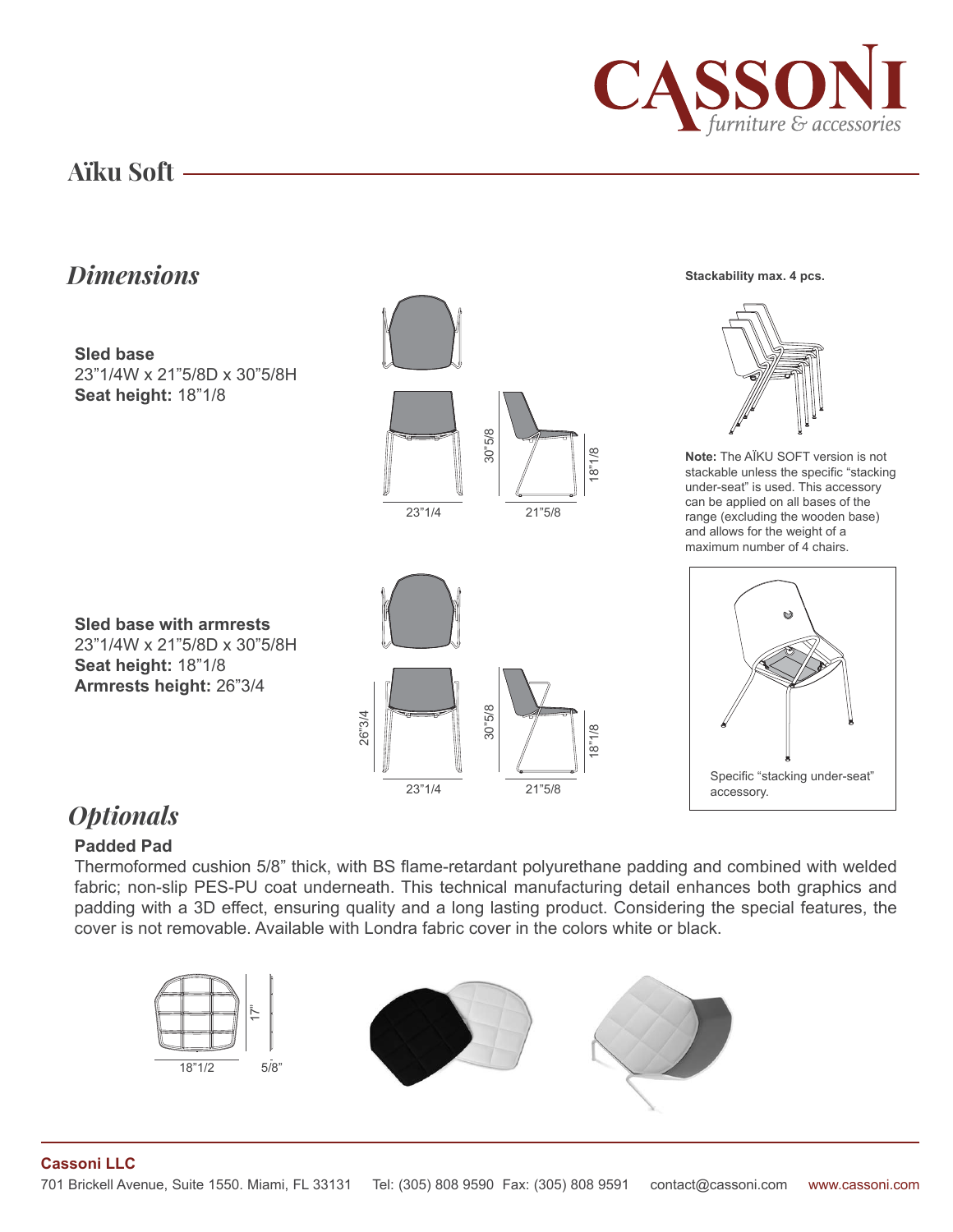# Aïku Soft

## *Dimensions*

**Sled base**
23"1/4W x 21"5/8D x 30"5/8H
**Seat height:** 18"1/8

23"1/4 | 21"5/8 | 30"5/8 | 18"1/8

**Stackability max. 4 pcs.**

**Note:** The AÏKU SOFT version is not stackable unless the specific "stacking under-seat" is used. This accessory can be applied on all bases of the range (excluding the wooden base) and allows for the weight of a maximum number of 4 chairs.

**Sled base with armrests**
23"1/4W x 21"5/8D x 30"5/8H
**Seat height:** 18"1/8
**Armrests height:** 26"3/4

26"3/4 | 23"1/4 | 30"5/8 | 21"5/8 | 18"1/8

Specific "stacking under-seat" accessory.

## *Optionals*

**Padded Pad**
Thermoformed cushion 5/8" thick, with BS flame-retardant polyurethane padding and combined with welded fabric; non-slip PES-PU coat underneath. This technical manufacturing detail enhances both graphics and padding with a 3D effect, ensuring quality and a long lasting product. Considering the special features, the cover is not removable. Available with Londra fabric cover in the colors white or black.

18"1/2 | 17" | 5/8"

**Cassoni LLC**
701 Brickell Avenue, Suite 1550. Miami, FL 33131 Tel: (305) 808 9590 Fax: (305) 808 9591 contact@cassoni.com www.cassoni.com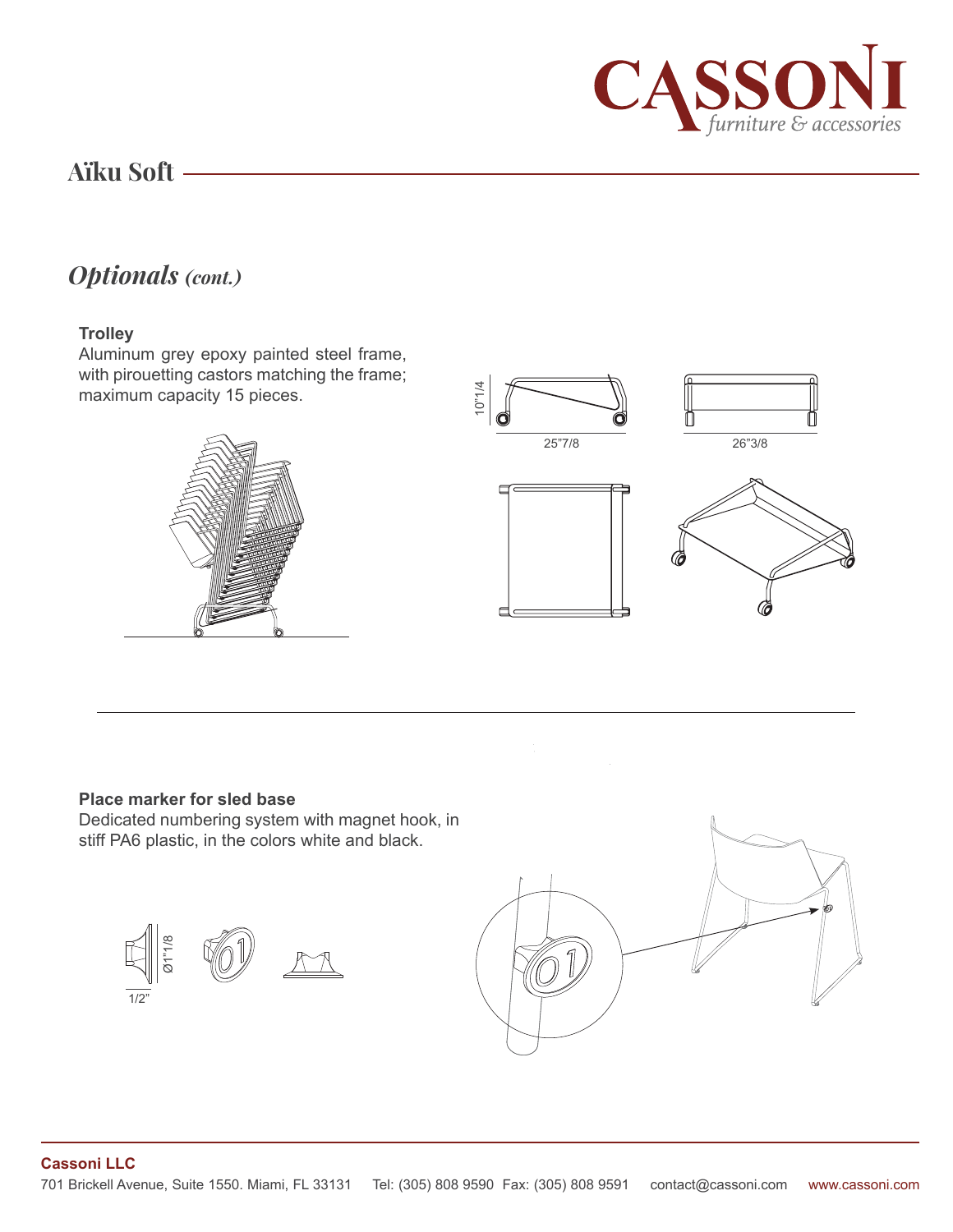# Aïku Soft

## *Optionals (cont.)*

**Trolley**

Aluminum grey epoxy painted steel frame, with pirouetting castors matching the frame; maximum capacity 15 pieces.

10"1/4

25"7/8

26"3/8

**Place marker for sled base**

Dedicated numbering system with magnet hook, in stiff PA6 plastic, in the colors white and black.

Ø1"1/8

1/2"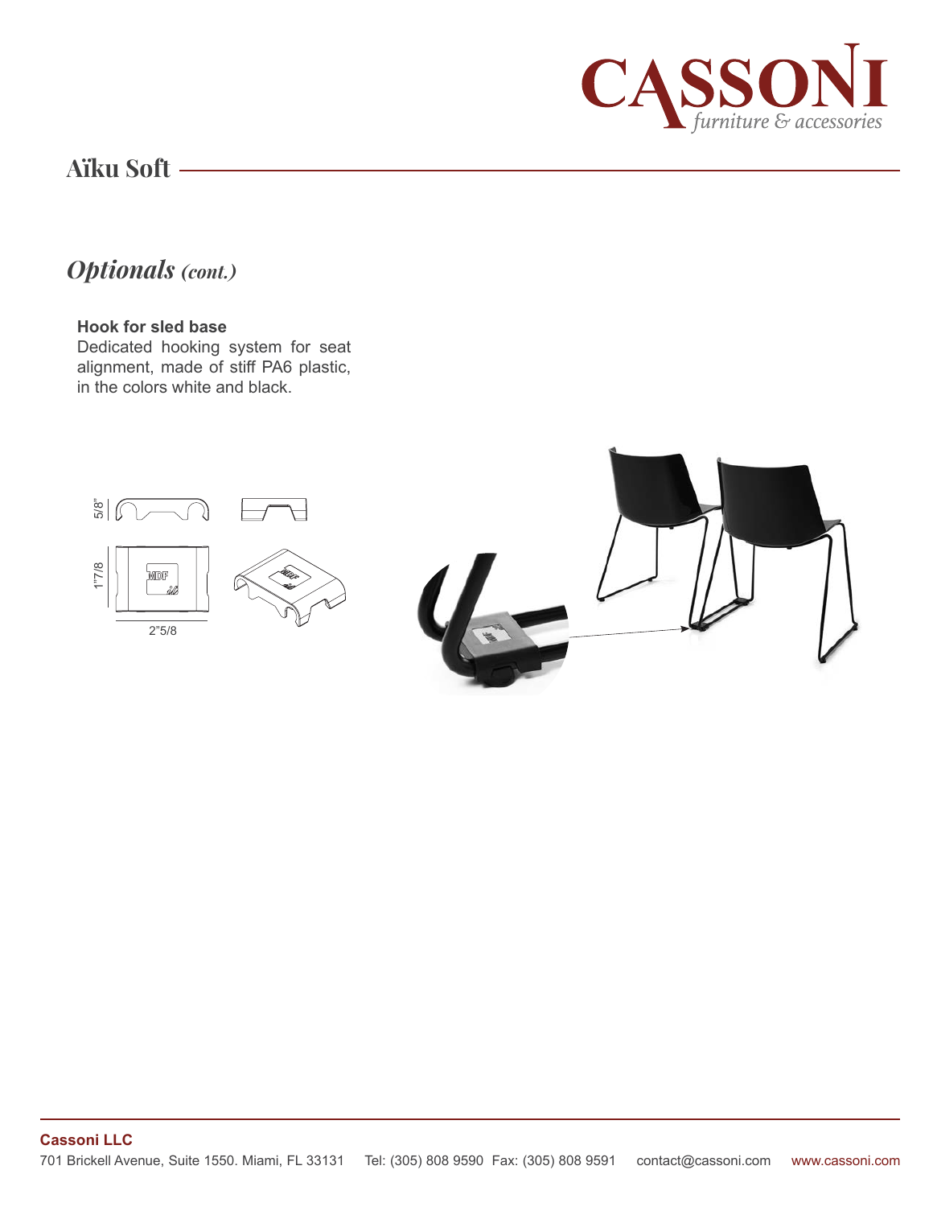## Aïku Soft

### *Optionals (cont.)*

**Hook for sled base**
Dedicated hooking system for seat alignment, made of stiff PA6 plastic, in the colors white and black.

5/8"

1"7/8

2"5/8